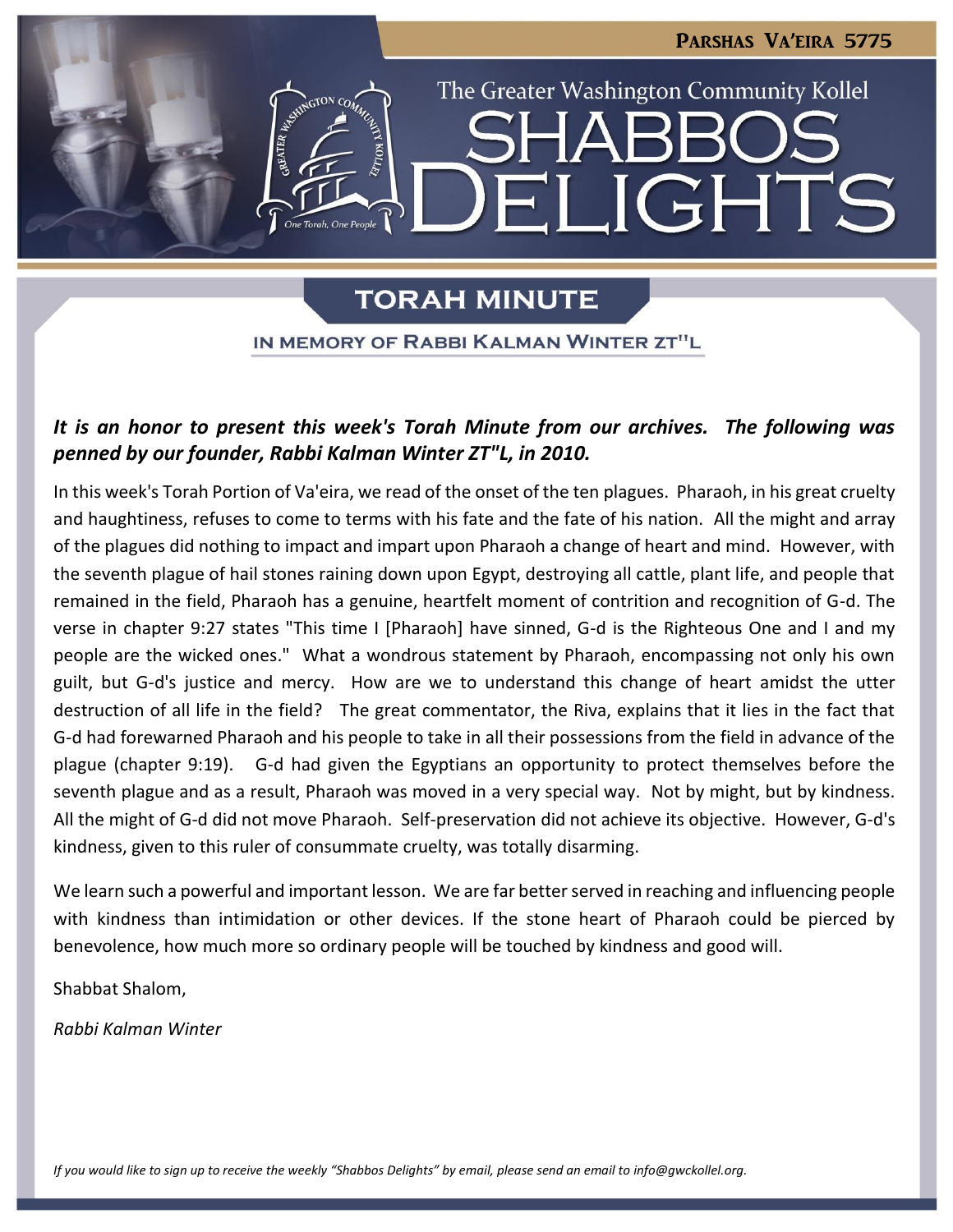Parshas Va'eira 5775

The Greater Washington Community Kollel

# Shabbos Delights

## Torah Minute

### In Memory of Rabbi Kalman Winter zt"l

***It is an honor to present this week's Torah Minute from our archives. The following was penned by our founder, Rabbi Kalman Winter ZT"L, in 2010.***

In this week's Torah Portion of Va'eira, we read of the onset of the ten plagues. Pharaoh, in his great cruelty and haughtiness, refuses to come to terms with his fate and the fate of his nation. All the might and array of the plagues did nothing to impact and impart upon Pharaoh a change of heart and mind. However, with the seventh plague of hail stones raining down upon Egypt, destroying all cattle, plant life, and people that remained in the field, Pharaoh has a genuine, heartfelt moment of contrition and recognition of G-d. The verse in chapter 9:27 states "This time I [Pharaoh] have sinned, G-d is the Righteous One and I and my people are the wicked ones." What a wondrous statement by Pharaoh, encompassing not only his own guilt, but G-d's justice and mercy. How are we to understand this change of heart amidst the utter destruction of all life in the field? The great commentator, the Riva, explains that it lies in the fact that G-d had forewarned Pharaoh and his people to take in all their possessions from the field in advance of the plague (chapter 9:19). G-d had given the Egyptians an opportunity to protect themselves before the seventh plague and as a result, Pharaoh was moved in a very special way. Not by might, but by kindness. All the might of G-d did not move Pharaoh. Self-preservation did not achieve its objective. However, G-d's kindness, given to this ruler of consummate cruelty, was totally disarming.

We learn such a powerful and important lesson. We are far better served in reaching and influencing people with kindness than intimidation or other devices. If the stone heart of Pharaoh could be pierced by benevolence, how much more so ordinary people will be touched by kindness and good will.

Shabbat Shalom,

*Rabbi Kalman Winter*

*If you would like to sign up to receive the weekly "Shabbos Delights" by email, please send an email to info@gwckollel.org.*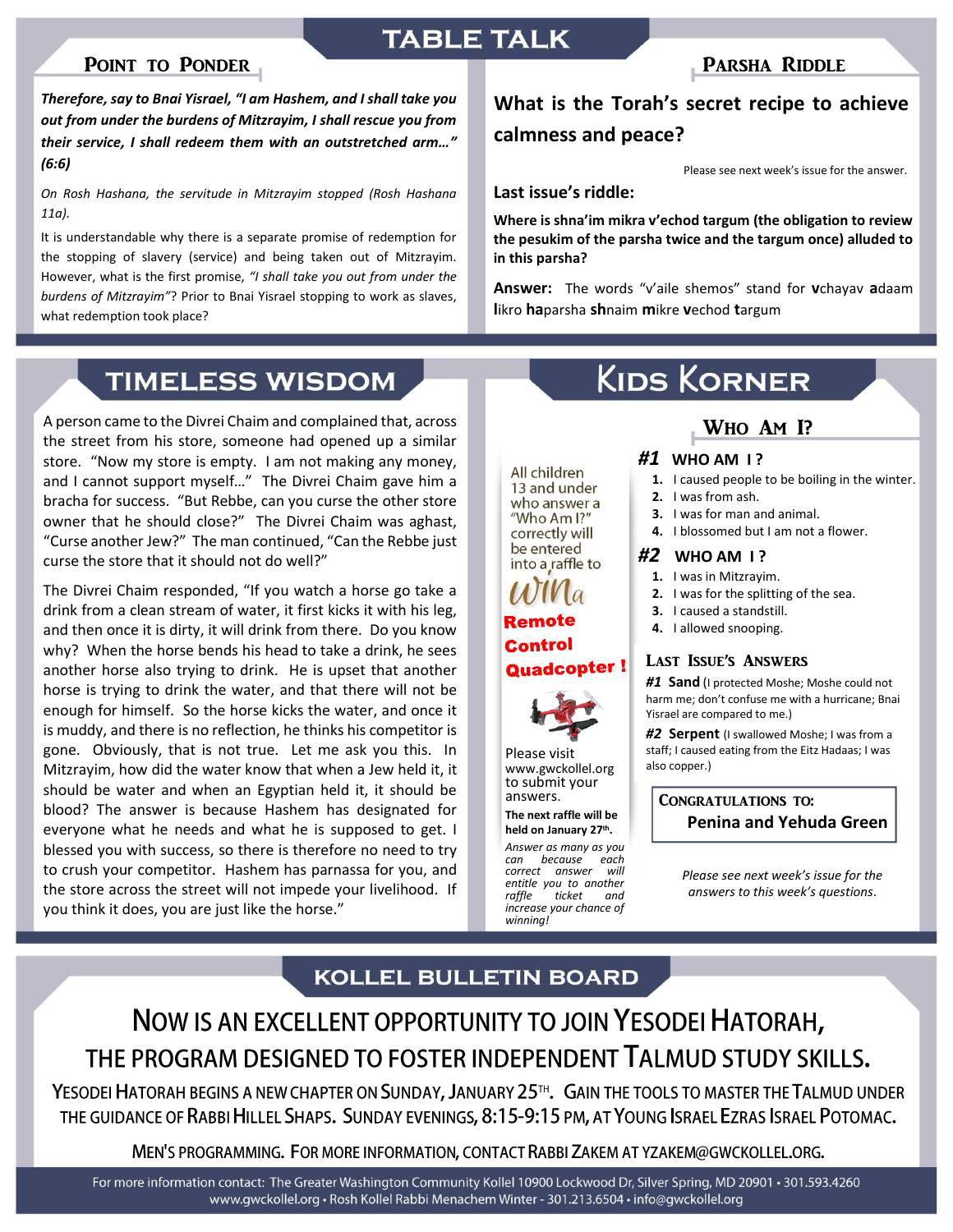# TABLE TALK

## Point to Ponder

***Therefore, say to Bnai Yisrael, "I am Hashem, and I shall take you out from under the burdens of Mitzrayim, I shall rescue you from their service, I shall redeem them with an outstretched arm…" (6:6)***

*On Rosh Hashana, the servitude in Mitzrayim stopped (Rosh Hashana 11a).*

It is understandable why there is a separate promise of redemption for the stopping of slavery (service) and being taken out of Mitzrayim. However, what is the first promise, *"I shall take you out from under the burdens of Mitzrayim"*? Prior to Bnai Yisrael stopping to work as slaves, what redemption took place?

## Parsha Riddle

**What is the Torah's secret recipe to achieve calmness and peace?**

Please see next week's issue for the answer.

**Last issue's riddle:**

**Where is shna'im mikra v'echod targum (the obligation to review the pesukim of the parsha twice and the targum once) alluded to in this parsha?**

**Answer:** The words "v'aile shemos" stand for **v**chayav **a**daam **l**ikro **ha**parsha **sh**naim **m**ikre **v**echod **t**argum

# TIMELESS WISDOM

A person came to the Divrei Chaim and complained that, across the street from his store, someone had opened up a similar store. "Now my store is empty. I am not making any money, and I cannot support myself…" The Divrei Chaim gave him a bracha for success. "But Rebbe, can you curse the other store owner that he should close?" The Divrei Chaim was aghast, "Curse another Jew?" The man continued, "Can the Rebbe just curse the store that it should not do well?"

The Divrei Chaim responded, "If you watch a horse go take a drink from a clean stream of water, it first kicks it with his leg, and then once it is dirty, it will drink from there. Do you know why? When the horse bends his head to take a drink, he sees another horse also trying to drink. He is upset that another horse is trying to drink the water, and that there will not be enough for himself. So the horse kicks the water, and once it is muddy, and there is no reflection, he thinks his competitor is gone. Obviously, that is not true. Let me ask you this. In Mitzrayim, how did the water know that when a Jew held it, it should be water and when an Egyptian held it, it should be blood? The answer is because Hashem has designated for everyone what he needs and what he is supposed to get. I blessed you with success, there is therefore no need to try to crush your competitor. Hashem has parnassa for you, and the store across the street will not impede your livelihood. If you think it does, you are just like the horse."

# Kids Korner

All children 13 and under who answer a "Who Am I?" correctly will be entered into a raffle to

*Win a* **Remote Control Quadcopter!**

Please visit www.gwckollel.org to submit your answers.

**The next raffle will be held on January 27th.**

*Answer as many as you can because each correct answer will entitle you to another raffle ticket and increase your chance of winning!*

## Who Am I?

### #1 WHO AM I?

1. I caused people to be boiling in the winter.
2. I was from ash.
3. I was for man and animal.
4. I blossomed but I am not a flower.

### #2 WHO AM I?

1. I was in Mitzrayim.
2. I was for the splitting of the sea.
3. I caused a standstill.
4. I allowed snooping.

### Last Issue's Answers

***#1* Sand** (I protected Moshe; Moshe could not harm me; don't confuse me with a hurricane; Bnai Yisrael are compared to me.)

***#2* Serpent** (I swallowed Moshe; I was from a staff; I caused eating from the Eitz Hadaas; I was also copper.)

**Congratulations to:**
**Penina and Yehuda Green**

*Please see next week's issue for the answers to this week's questions.*

# KOLLEL BULLETIN BOARD

## Now is an excellent opportunity to join Yesodei Hatorah, the program designed to foster independent Talmud study skills.

Yesodei Hatorah begins a new chapter on Sunday, January 25th. Gain the tools to master the Talmud under the guidance of Rabbi Hillel Shaps. Sunday evenings, 8:15-9:15 pm, at Young Israel Ezras Israel Potomac.

Men's programming. For more information, contact Rabbi Zakem at yzakem@gwckollel.org.

For more information contact: The Greater Washington Community Kollel 10900 Lockwood Dr, Silver Spring, MD 20901 • 301.593.4260
www.gwckollel.org • Rosh Kollel Rabbi Menachem Winter - 301.213.6504 • info@gwckollel.org